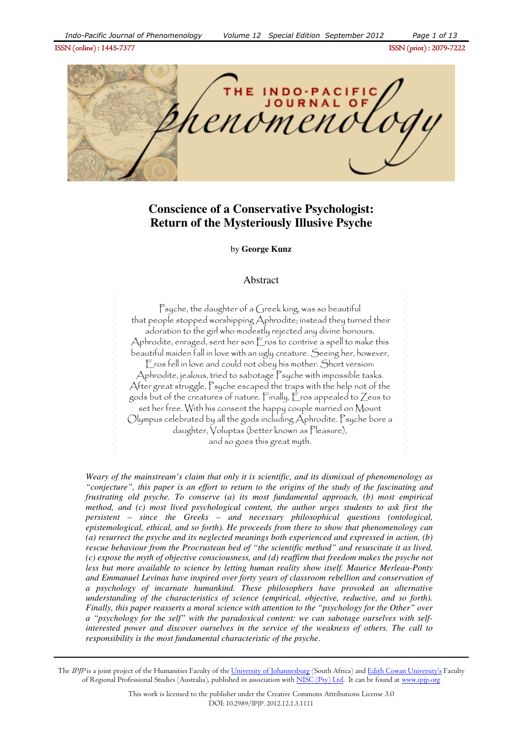ISSN (online) : 1445-7377 ISSN (print) : 2079-7222

# Conscience of a Conservative Psychologist: Return of the Mysteriously Illusive Psyche

by **George Kunz**

## Abstract

Psyche, the daughter of a Greek king, was so beautiful that people stopped worshipping Aphrodite; instead they turned their adoration to the girl who modestly rejected any divine honours. Aphrodite, enraged, sent her son Eros to contrive a spell to make this beautiful maiden fall in love with an ugly creature. Seeing her, however, Eros fell in love and could not obey his mother. Short version: Aphrodite, jealous, tried to sabotage Psyche with impossible tasks. After great struggle, Psyche escaped the traps with the help not of the gods but of the creatures of nature. Finally, Eros appealed to Zeus to set her free. With his consent the happy couple married on Mount Olympus celebrated by all the gods including Aphrodite. Psyche bore a daughter, Voluptas (better known as Pleasure), and so goes this great myth.

*Weary of the mainstream's claim that only it is scientific, and its dismissal of phenomenology as "conjecture", this paper is an effort to return to the origins of the study of the fascinating and frustrating old psyche. To conserve (a) its most fundamental approach, (b) most empirical method, and (c) most lived psychological content, the author urges students to ask first the persistent – since the Greeks – and necessary philosophical questions (ontological, epistemological, ethical, and so forth). He proceeds from there to show that phenomenology can (a) resurrect the psyche and its neglected meanings both experienced and expressed in action, (b) rescue behaviour from the Procrustean bed of "the scientific method" and resuscitate it as lived, (c) expose the myth of objective consciousness, and (d) reaffirm that freedom makes the psyche not less but more available to science by letting human reality show itself. Maurice Merleau-Ponty and Emmanuel Levinas have inspired over forty years of classroom rebellion and conservation of a psychology of incarnate humankind. These philosophers have provoked an alternative understanding of the characteristics of science (empirical, objective, reductive, and so forth). Finally, this paper reasserts a moral science with attention to the "psychology for the Other" over a "psychology for the self" with the paradoxical content: we can sabotage ourselves with self-interested power and discover ourselves in the service of the weakness of others. The call to responsibility is the most fundamental characteristic of the psyche.*

---

The *IPJP* is a joint project of the Humanities Faculty of the University of Johannesburg (South Africa) and Edith Cowan University's Faculty of Regional Professional Studies (Australia), published in association with NISC (Pty) Ltd. It can be found at www.ipjp.org

This work is licensed to the publisher under the Creative Commons Attributions License 3.0
DOI: 10.2989/IPJP. 2012.12.1.3.1111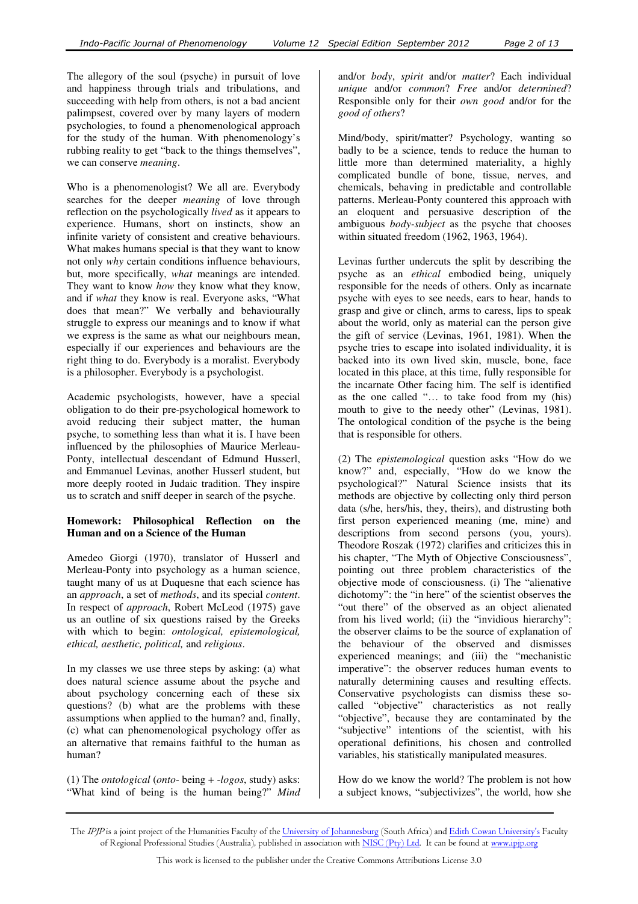The allegory of the soul (psyche) in pursuit of love and happiness through trials and tribulations, and succeeding with help from others, is not a bad ancient palimpsest, covered over by many layers of modern psychologies, to found a phenomenological approach for the study of the human. With phenomenology's rubbing reality to get "back to the things themselves", we can conserve *meaning*.

Who is a phenomenologist? We all are. Everybody searches for the deeper *meaning* of love through reflection on the psychologically *lived* as it appears to experience. Humans, short on instincts, show an infinite variety of consistent and creative behaviours. What makes humans special is that they want to know not only *why* certain conditions influence behaviours, but, more specifically, *what* meanings are intended. They want to know *how* they know what they know, and if *what* they know is real. Everyone asks, "What does that mean?" We verbally and behaviourally struggle to express our meanings and to know if what we express is the same as what our neighbours mean, especially if our experiences and behaviours are the right thing to do. Everybody is a moralist. Everybody is a philosopher. Everybody is a psychologist.

Academic psychologists, however, have a special obligation to do their pre-psychological homework to avoid reducing their subject matter, the human psyche, to something less than what it is. I have been influenced by the philosophies of Maurice Merleau-Ponty, intellectual descendant of Edmund Husserl, and Emmanuel Levinas, another Husserl student, but more deeply rooted in Judaic tradition. They inspire us to scratch and sniff deeper in search of the psyche.

**Homework: Philosophical Reflection on the Human and on a Science of the Human**

Amedeo Giorgi (1970), translator of Husserl and Merleau-Ponty into psychology as a human science, taught many of us at Duquesne that each science has an *approach*, a set of *methods*, and its special *content*. In respect of *approach*, Robert McLeod (1975) gave us an outline of six questions raised by the Greeks with which to begin: *ontological, epistemological, ethical, aesthetic, political,* and *religious*.

In my classes we use three steps by asking: (a) what does natural science assume about the psyche and about psychology concerning each of these six questions? (b) what are the problems with these assumptions when applied to the human? and, finally, (c) what can phenomenological psychology offer as an alternative that remains faithful to the human as human?

(1) The *ontological* (*onto-* being + *-logos*, study) asks: "What kind of being is the human being?" *Mind* and/or *body*, *spirit* and/or *matter*? Each individual *unique* and/or *common*? *Free* and/or *determined*? Responsible only for their *own good* and/or for the *good of others*?

Mind/body, spirit/matter? Psychology, wanting so badly to be a science, tends to reduce the human to little more than determined materiality, a highly complicated bundle of bone, tissue, nerves, and chemicals, behaving in predictable and controllable patterns. Merleau-Ponty countered this approach with an eloquent and persuasive description of the ambiguous *body-subject* as the psyche that chooses within situated freedom (1962, 1963, 1964).

Levinas further undercuts the split by describing the psyche as an *ethical* embodied being, uniquely responsible for the needs of others. Only as incarnate psyche with eyes to see needs, ears to hear, hands to grasp and give or clinch, arms to caress, lips to speak about the world, only as material can the person give the gift of service (Levinas, 1961, 1981). When the psyche tries to escape into isolated individuality, it is backed into its own lived skin, muscle, bone, face located in this place, at this time, fully responsible for the incarnate Other facing him. The self is identified as the one called "… to take food from my (his) mouth to give to the needy other" (Levinas, 1981). The ontological condition of the psyche is the being that is responsible for others.

(2) The *epistemological* question asks "How do we know?" and, especially, "How do we know the psychological?" Natural Science insists that its methods are objective by collecting only third person data (s/he, hers/his, they, theirs), and distrusting both first person experienced meaning (me, mine) and descriptions from second persons (you, yours). Theodore Roszak (1972) clarifies and criticizes this in his chapter, "The Myth of Objective Consciousness", pointing out three problem characteristics of the objective mode of consciousness. (i) The "alienative dichotomy": the "in here" of the scientist observes the "out there" of the observed as an object alienated from his lived world; (ii) the "invidious hierarchy": the observer claims to be the source of explanation of the behaviour of the observed and dismisses experienced meanings; and (iii) the "mechanistic imperative": the observer reduces human events to naturally determining causes and resulting effects. Conservative psychologists can dismiss these so-called "objective" characteristics as not really "objective", because they are contaminated by the "subjective" intentions of the scientist, with his operational definitions, his chosen and controlled variables, his statistically manipulated measures.

How do we know the world? The problem is not how a subject knows, "subjectivizes", the world, how she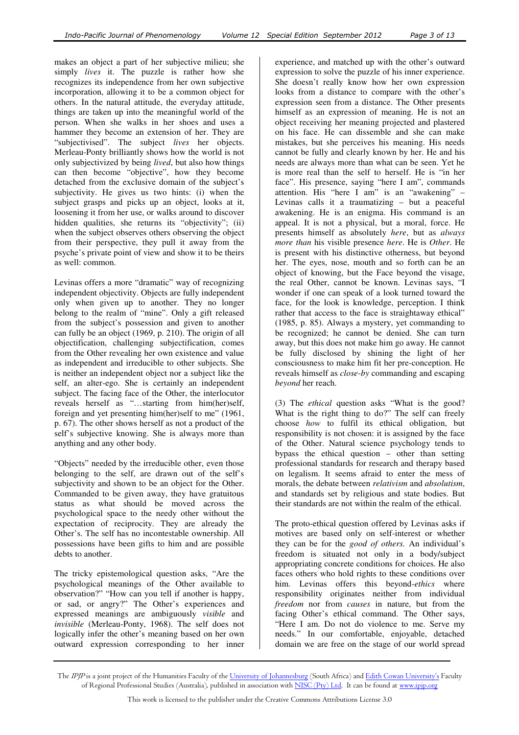makes an object a part of her subjective milieu; she simply *lives* it. The puzzle is rather how she recognizes its independence from her own subjective incorporation, allowing it to be a common object for others. In the natural attitude, the everyday attitude, things are taken up into the meaningful world of the person. When she walks in her shoes and uses a hammer they become an extension of her. They are "subjectivised". The subject *lives* her objects. Merleau-Ponty brilliantly shows how the world is not only subjectivized by being *lived*, but also how things can then become "objective", how they become detached from the exclusive domain of the subject's subjectivity. He gives us two hints: (i) when the subject grasps and picks up an object, looks at it, loosening it from her use, or walks around to discover hidden qualities, she returns its "objectivity"; (ii) when the subject observes others observing the object from their perspective, they pull it away from the psyche's private point of view and show it to be theirs as well: common.

Levinas offers a more "dramatic" way of recognizing independent objectivity. Objects are fully independent only when given up to another. They no longer belong to the realm of "mine". Only a gift released from the subject's possession and given to another can fully be an object (1969, p. 210). The origin of all objectification, challenging subjectification, comes from the Other revealing her own existence and value as independent and irreducible to other subjects. She is neither an independent object nor a subject like the self, an alter-ego. She is certainly an independent subject. The facing face of the Other, the interlocutor reveals herself as "…starting from him(her)self, foreign and yet presenting him(her)self to me" (1961, p. 67). The other shows herself as not a product of the self's subjective knowing. She is always more than anything and any other body.

"Objects" needed by the irreducible other, even those belonging to the self, are drawn out of the self's subjectivity and shown to be an object for the Other. Commanded to be given away, they have gratuitous status as what should be moved across the psychological space to the needy other without the expectation of reciprocity. They are already the Other's. The self has no incontestable ownership. All possessions have been gifts to him and are possible debts to another.

The tricky epistemological question asks, "Are the psychological meanings of the Other available to observation?" "How can you tell if another is happy, or sad, or angry?" The Other's experiences and expressed meanings are ambiguously *visible* and *invisible* (Merleau-Ponty, 1968). The self does not logically infer the other's meaning based on her own outward expression corresponding to her inner experience, and matched up with the other's outward expression to solve the puzzle of his inner experience. She doesn't really know how her own expression looks from a distance to compare with the other's expression seen from a distance. The Other presents himself as an expression of meaning. He is not an object receiving her meaning projected and plastered on his face. He can dissemble and she can make mistakes, but she perceives his meaning. His needs cannot be fully and clearly known by her. He and his needs are always more than what can be seen. Yet he is more real than the self to herself. He is "in her face". His presence, saying "here I am", commands attention. His "here I am" is an "awakening" – Levinas calls it a traumatizing – but a peaceful awakening. He is an enigma. His command is an appeal. It is not a physical, but a moral, force. He presents himself as absolutely *here*, but as *always more than* his visible presence *here*. He is *Other*. He is present with his distinctive otherness, but beyond her. The eyes, nose, mouth and so forth can be an object of knowing, but the Face beyond the visage, the real Other, cannot be known. Levinas says, "I wonder if one can speak of a look turned toward the face, for the look is knowledge, perception. I think rather that access to the face is straightaway ethical" (1985, p. 85). Always a mystery, yet commanding to be recognized; he cannot be denied. She can turn away, but this does not make him go away. He cannot be fully disclosed by shining the light of her consciousness to make him fit her pre-conception. He reveals himself as *close-by* commanding and escaping *beyond* her reach.

(3) The *ethical* question asks "What is the good? What is the right thing to do?" The self can freely choose *how* to fulfil its ethical obligation, but responsibility is not chosen: it is assigned by the face of the Other. Natural science psychology tends to bypass the ethical question – other than setting professional standards for research and therapy based on legalism. It seems afraid to enter the mess of morals, the debate between *relativism* and *absolutism*, and standards set by religious and state bodies. But their standards are not within the realm of the ethical.

The proto-ethical question offered by Levinas asks if motives are based only on self-interest or whether they can be for the *good of others*. An individual's freedom is situated not only in a body/subject appropriating concrete conditions for choices. He also faces others who hold rights to these conditions over him. Levinas offers this beyond-*ethics* where responsibility originates neither from individual *freedom* nor from *causes* in nature, but from the facing Other's ethical command. The Other says, "Here I am. Do not do violence to me. Serve my needs." In our comfortable, enjoyable, detached domain we are free on the stage of our world spread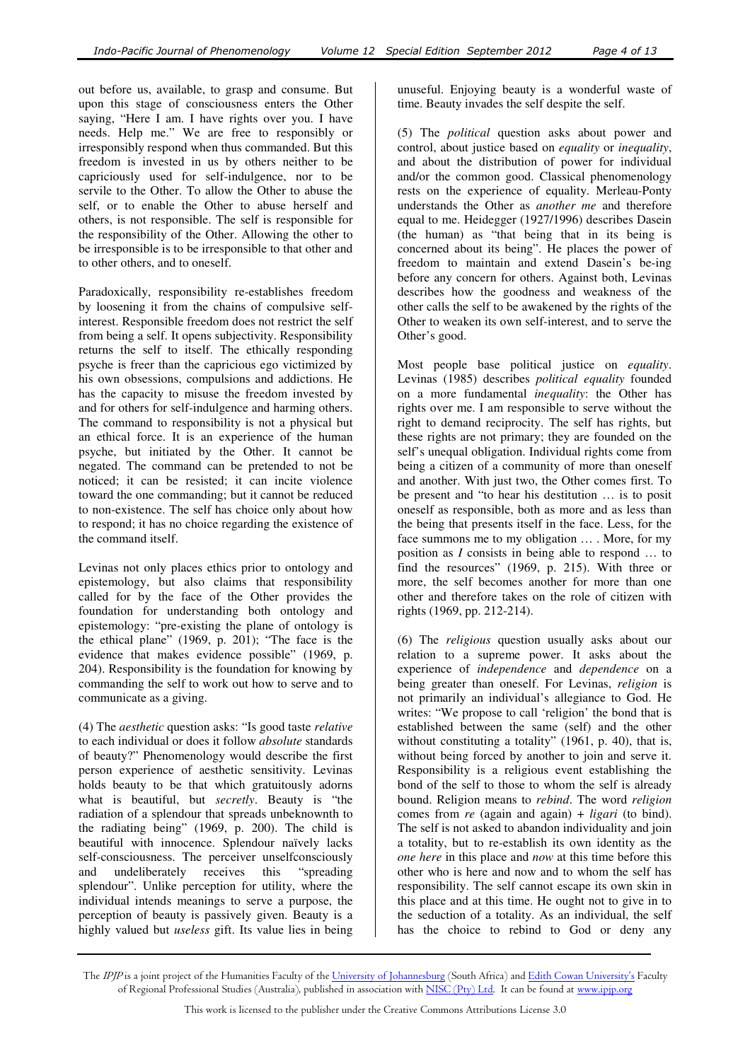out before us, available, to grasp and consume. But upon this stage of consciousness enters the Other saying, "Here I am. I have rights over you. I have needs. Help me." We are free to responsibly or irresponsibly respond when thus commanded. But this freedom is invested in us by others neither to be capriciously used for self-indulgence, nor to be servile to the Other. To allow the Other to abuse the self, or to enable the Other to abuse herself and others, is not responsible. The self is responsible for the responsibility of the Other. Allowing the other to be irresponsible is to be irresponsible to that other and to other others, and to oneself.

Paradoxically, responsibility re-establishes freedom by loosening it from the chains of compulsive self-interest. Responsible freedom does not restrict the self from being a self. It opens subjectivity. Responsibility returns the self to itself. The ethically responding psyche is freer than the capricious ego victimized by his own obsessions, compulsions and addictions. He has the capacity to misuse the freedom invested by and for others for self-indulgence and harming others. The command to responsibility is not a physical but an ethical force. It is an experience of the human psyche, but initiated by the Other. It cannot be negated. The command can be pretended to not be noticed; it can be resisted; it can incite violence toward the one commanding; but it cannot be reduced to non-existence. The self has choice only about how to respond; it has no choice regarding the existence of the command itself.

Levinas not only places ethics prior to ontology and epistemology, but also claims that responsibility called for by the face of the Other provides the foundation for understanding both ontology and epistemology: "pre-existing the plane of ontology is the ethical plane" (1969, p. 201); "The face is the evidence that makes evidence possible" (1969, p. 204). Responsibility is the foundation for knowing by commanding the self to work out how to serve and to communicate as a giving.

(4) The *aesthetic* question asks: "Is good taste *relative* to each individual or does it follow *absolute* standards of beauty?" Phenomenology would describe the first person experience of aesthetic sensitivity. Levinas holds beauty to be that which gratuitously adorns what is beautiful, but *secretly*. Beauty is "the radiation of a splendour that spreads unbeknownth to the radiating being" (1969, p. 200). The child is beautiful with innocence. Splendour naïvely lacks self-consciousness. The perceiver unselfconsciously and undeliberately receives this "spreading splendour". Unlike perception for utility, where the individual intends meanings to serve a purpose, the perception of beauty is passively given. Beauty is a highly valued but *useless* gift. Its value lies in being unuseful. Enjoying beauty is a wonderful waste of time. Beauty invades the self despite the self.

(5) The *political* question asks about power and control, about justice based on *equality* or *inequality*, and about the distribution of power for individual and/or the common good. Classical phenomenology rests on the experience of equality. Merleau-Ponty understands the Other as *another me* and therefore equal to me. Heidegger (1927/1996) describes Dasein (the human) as "that being that in its being is concerned about its being". He places the power of freedom to maintain and extend Dasein's be-ing before any concern for others. Against both, Levinas describes how the goodness and weakness of the other calls the self to be awakened by the rights of the Other to weaken its own self-interest, and to serve the Other's good.

Most people base political justice on *equality*. Levinas (1985) describes *political equality* founded on a more fundamental *inequality*: the Other has rights over me. I am responsible to serve without the right to demand reciprocity. The self has rights, but these rights are not primary; they are founded on the self's unequal obligation. Individual rights come from being a citizen of a community of more than oneself and another. With just two, the Other comes first. To be present and "to hear his destitution … is to posit oneself as responsible, both as more and as less than the being that presents itself in the face. Less, for the face summons me to my obligation … . More, for my position as *I* consists in being able to respond … to find the resources" (1969, p. 215). With three or more, the self becomes another for more than one other and therefore takes on the role of citizen with rights (1969, pp. 212-214).

(6) The *religious* question usually asks about our relation to a supreme power. It asks about the experience of *independence* and *dependence* on a being greater than oneself. For Levinas, *religion* is not primarily an individual's allegiance to God. He writes: "We propose to call 'religion' the bond that is established between the same (self) and the other without constituting a totality" (1961, p. 40), that is, without being forced by another to join and serve it. Responsibility is a religious event establishing the bond of the self to those to whom the self is already bound. Religion means to *rebind*. The word *religion* comes from *re* (again and again) + *ligari* (to bind). The self is not asked to abandon individuality and join a totality, but to re-establish its own identity as the *one here* in this place and *now* at this time before this other who is here and now and to whom the self has responsibility. The self cannot escape its own skin in this place and at this time. He ought not to give in to the seduction of a totality. As an individual, the self has the choice to rebind to God or deny any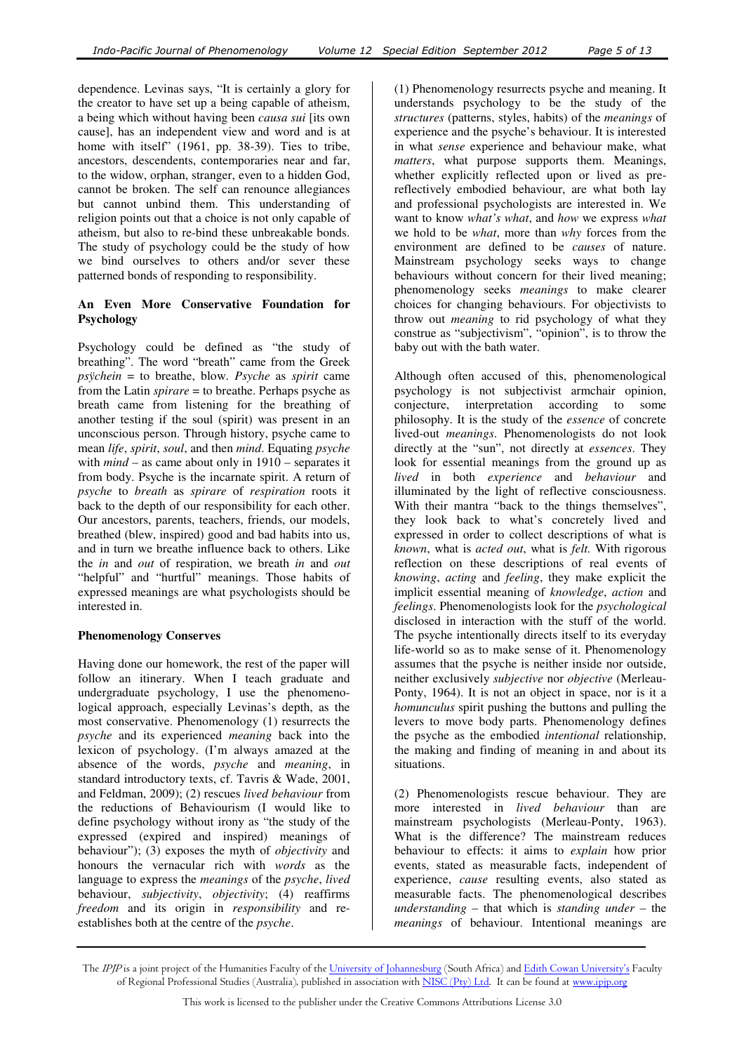dependence. Levinas says, "It is certainly a glory for the creator to have set up a being capable of atheism, a being which without having been *causa sui* [its own cause], has an independent view and word and is at home with itself" (1961, pp. 38-39). Ties to tribe, ancestors, descendents, contemporaries near and far, to the widow, orphan, stranger, even to a hidden God, cannot be broken. The self can renounce allegiances but cannot unbind them. This understanding of religion points out that a choice is not only capable of atheism, but also to re-bind these unbreakable bonds. The study of psychology could be the study of how we bind ourselves to others and/or sever these patterned bonds of responding to responsibility.

**An Even More Conservative Foundation for Psychology**

Psychology could be defined as "the study of breathing". The word "breath" came from the Greek *psÿchein* = to breathe, blow. *Psyche* as *spirit* came from the Latin *spirare* = to breathe. Perhaps psyche as breath came from listening for the breathing of another testing if the soul (spirit) was present in an unconscious person. Through history, psyche came to mean *life*, *spirit*, *soul*, and then *mind*. Equating *psyche* with *mind* – as came about only in 1910 – separates it from body. Psyche is the incarnate spirit. A return of *psyche* to *breath* as *spirare* of *respiration* roots it back to the depth of our responsibility for each other. Our ancestors, parents, teachers, friends, our models, breathed (blew, inspired) good and bad habits into us, and in turn we breathe influence back to others. Like the *in* and *out* of respiration, we breath *in* and *out* "helpful" and "hurtful" meanings. Those habits of expressed meanings are what psychologists should be interested in.

**Phenomenology Conserves**

Having done our homework, the rest of the paper will follow an itinerary. When I teach graduate and undergraduate psychology, I use the phenomenological approach, especially Levinas's depth, as the most conservative. Phenomenology (1) resurrects the *psyche* and its experienced *meaning* back into the lexicon of psychology. (I'm always amazed at the absence of the words, *psyche* and *meaning*, in standard introductory texts, cf. Tavris & Wade, 2001, and Feldman, 2009); (2) rescues *lived behaviour* from the reductions of Behaviourism (I would like to define psychology without irony as "the study of the expressed (expired and inspired) meanings of behaviour"); (3) exposes the myth of *objectivity* and honours the vernacular rich with *words* as the language to express the *meanings* of the *psyche*, *lived* behaviour, *subjectivity*, *objectivity*; (4) reaffirms *freedom* and its origin in *responsibility* and re-establishes both at the centre of the *psyche*.

(1) Phenomenology resurrects psyche and meaning. It understands psychology to be the study of the *structures* (patterns, styles, habits) of the *meanings* of experience and the psyche's behaviour. It is interested in what *sense* experience and behaviour make, what *matters*, what purpose supports them. Meanings, whether explicitly reflected upon or lived as pre-reflectively embodied behaviour, are what both lay and professional psychologists are interested in. We want to know *what's what*, and *how* we express *what* we hold to be *what*, more than *why* forces from the environment are defined to be *causes* of nature. Mainstream psychology seeks ways to change behaviours without concern for their lived meaning; phenomenology seeks *meanings* to make clearer choices for changing behaviours. For objectivists to throw out *meaning* to rid psychology of what they construe as "subjectivism", "opinion", is to throw the baby out with the bath water.

Although often accused of this, phenomenological psychology is not subjectivist armchair opinion, conjecture, interpretation according to some philosophy. It is the study of the *essence* of concrete lived-out *meanings*. Phenomenologists do not look directly at the "sun", not directly at *essences*. They look for essential meanings from the ground up as *lived* in both *experience* and *behaviour* and illuminated by the light of reflective consciousness. With their mantra "back to the things themselves", they look back to what's concretely lived and expressed in order to collect descriptions of what is *known*, what is *acted out*, what is *felt*. With rigorous reflection on these descriptions of real events of *knowing*, *acting* and *feeling*, they make explicit the implicit essential meaning of *knowledge*, *action* and *feelings*. Phenomenologists look for the *psychological* disclosed in interaction with the stuff of the world. The psyche intentionally directs itself to its everyday life-world so as to make sense of it. Phenomenology assumes that the psyche is neither inside nor outside, neither exclusively *subjective* nor *objective* (Merleau-Ponty, 1964). It is not an object in space, nor is it a *homunculus* spirit pushing the buttons and pulling the levers to move body parts. Phenomenology defines the psyche as the embodied *intentional* relationship, the making and finding of meaning in and about its situations.

(2) Phenomenologists rescue behaviour. They are more interested in *lived behaviour* than are mainstream psychologists (Merleau-Ponty, 1963). What is the difference? The mainstream reduces behaviour to effects: it aims to *explain* how prior events, stated as measurable facts, independent of experience, *cause* resulting events, also stated as measurable facts. The phenomenological describes *understanding* – that which is *standing under* – the *meanings* of behaviour. Intentional meanings are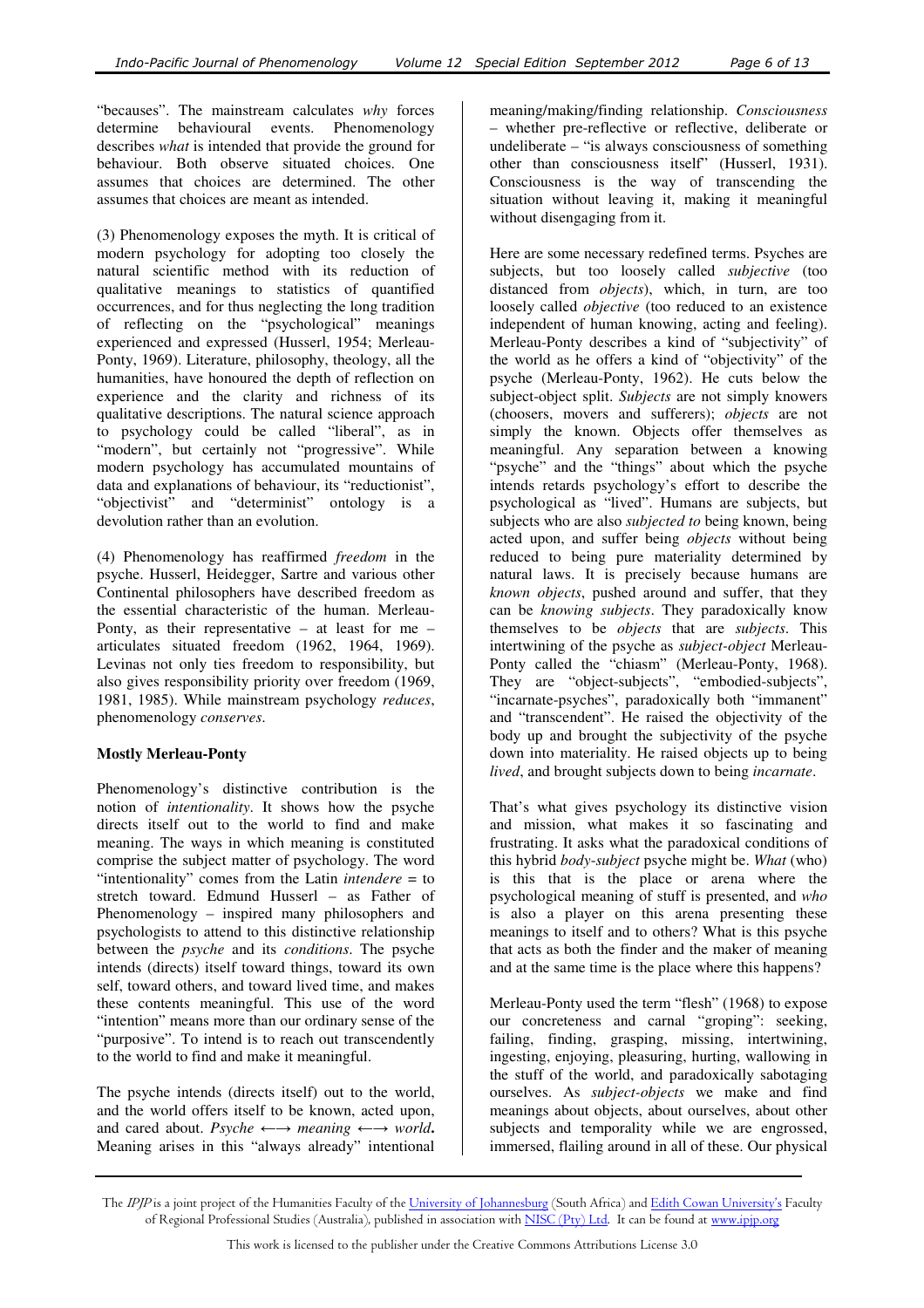"becauses". The mainstream calculates *why* forces determine behavioural events. Phenomenology describes *what* is intended that provide the ground for behaviour. Both observe situated choices. One assumes that choices are determined. The other assumes that choices are meant as intended.

(3) Phenomenology exposes the myth. It is critical of modern psychology for adopting too closely the natural scientific method with its reduction of qualitative meanings to statistics of quantified occurrences, and for thus neglecting the long tradition of reflecting on the "psychological" meanings experienced and expressed (Husserl, 1954; Merleau-Ponty, 1969). Literature, philosophy, theology, all the humanities, have honoured the depth of reflection on experience and the clarity and richness of its qualitative descriptions. The natural science approach to psychology could be called "liberal", as in "modern", but certainly not "progressive". While modern psychology has accumulated mountains of data and explanations of behaviour, its "reductionist", "objectivist" and "determinist" ontology is a devolution rather than an evolution.

(4) Phenomenology has reaffirmed *freedom* in the psyche. Husserl, Heidegger, Sartre and various other Continental philosophers have described freedom as the essential characteristic of the human. Merleau-Ponty, as their representative – at least for me – articulates situated freedom (1962, 1964, 1969). Levinas not only ties freedom to responsibility, but also gives responsibility priority over freedom (1969, 1981, 1985). While mainstream psychology *reduces*, phenomenology *conserves*.

## Mostly Merleau-Ponty

Phenomenology's distinctive contribution is the notion of *intentionality*. It shows how the psyche directs itself out to the world to find and make meaning. The ways in which meaning is constituted comprise the subject matter of psychology. The word "intentionality" comes from the Latin *intendere* = to stretch toward. Edmund Husserl – as Father of Phenomenology – inspired many philosophers and psychologists to attend to this distinctive relationship between the *psyche* and its *conditions*. The psyche intends (directs) itself toward things, toward its own self, toward others, and toward lived time, and makes these contents meaningful. This use of the word "intention" means more than our ordinary sense of the "purposive". To intend is to reach out transcendently to the world to find and make it meaningful.

The psyche intends (directs itself) out to the world, and the world offers itself to be known, acted upon, and cared about. *Psyche* ←→ *meaning* ←→ *world***.** Meaning arises in this "always already" intentional meaning/making/finding relationship. *Consciousness* – whether pre-reflective or reflective, deliberate or undeliberate – "is always consciousness of something other than consciousness itself" (Husserl, 1931). Consciousness is the way of transcending the situation without leaving it, making it meaningful without disengaging from it.

Here are some necessary redefined terms. Psyches are subjects, but too loosely called *subjective* (too distanced from *objects*), which, in turn, are too loosely called *objective* (too reduced to an existence independent of human knowing, acting and feeling). Merleau-Ponty describes a kind of "subjectivity" of the world as he offers a kind of "objectivity" of the psyche (Merleau-Ponty, 1962). He cuts below the subject-object split. *Subjects* are not simply knowers (choosers, movers and sufferers); *objects* are not simply the known. Objects offer themselves as meaningful. Any separation between a knowing "psyche" and the "things" about which the psyche intends retards psychology's effort to describe the psychological as "lived". Humans are subjects, but subjects who are also *subjected to* being known, being acted upon, and suffer being *objects* without being reduced to being pure materiality determined by natural laws. It is precisely because humans are *known objects*, pushed around and suffer, that they can be *knowing subjects*. They paradoxically know themselves to be *objects* that are *subjects*. This intertwining of the psyche as *subject-object* Merleau-Ponty called the "chiasm" (Merleau-Ponty, 1968). They are "object-subjects", "embodied-subjects", "incarnate-psyches", paradoxically both "immanent" and "transcendent". He raised the objectivity of the body up and brought the subjectivity of the psyche down into materiality. He raised objects up to being *lived*, and brought subjects down to being *incarnate*.

That's what gives psychology its distinctive vision and mission, what makes it so fascinating and frustrating. It asks what the paradoxical conditions of this hybrid *body-subject* psyche might be. *What* (who) is this that is the place or arena where the psychological meaning of stuff is presented, and *who* is also a player on this arena presenting these meanings to itself and to others? What is this psyche that acts as both the finder and the maker of meaning and at the same time is the place where this happens?

Merleau-Ponty used the term "flesh" (1968) to expose our concreteness and carnal "groping": seeking, failing, finding, grasping, missing, intertwining, ingesting, enjoying, pleasuring, hurting, wallowing in the stuff of the world, and paradoxically sabotaging ourselves. As *subject-objects* we make and find meanings about objects, about ourselves, about other subjects and temporality while we are engrossed, immersed, flailing around in all of these. Our physical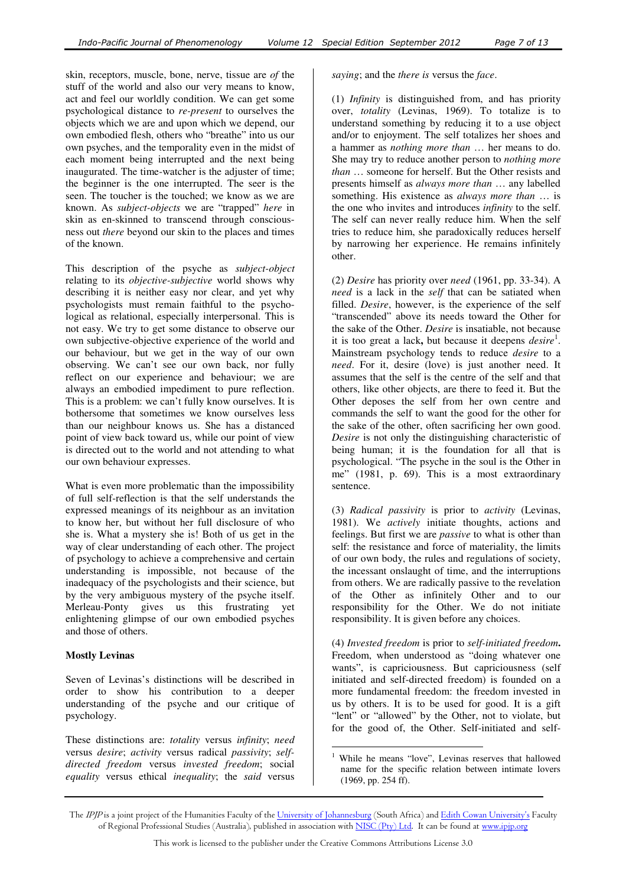skin, receptors, muscle, bone, nerve, tissue are *of* the stuff of the world and also our very means to know, act and feel our worldly condition. We can get some psychological distance to *re-present* to ourselves the objects which we are and upon which we depend, our own embodied flesh, others who "breathe" into us our own psyches, and the temporality even in the midst of each moment being interrupted and the next being inaugurated. The time-watcher is the adjuster of time; the beginner is the one interrupted. The seer is the seen. The toucher is the touched; we know as we are known. As *subject-objects* we are "trapped" *here* in skin as en-skinned to transcend through consciousness out *there* beyond our skin to the places and times of the known.

This description of the psyche as *subject-object* relating to its *objective-subjective* world shows why describing it is neither easy nor clear, and yet why psychologists must remain faithful to the psychological as relational, especially interpersonal. This is not easy. We try to get some distance to observe our own subjective-objective experience of the world and our behaviour, but we get in the way of our own observing. We can't see our own back, nor fully reflect on our experience and behaviour; we are always an embodied impediment to pure reflection. This is a problem: we can't fully know ourselves. It is bothersome that sometimes we know ourselves less than our neighbour knows us. She has a distanced point of view back toward us, while our point of view is directed out to the world and not attending to what our own behaviour expresses.

What is even more problematic than the impossibility of full self-reflection is that the self understands the expressed meanings of its neighbour as an invitation to know her, but without her full disclosure of who she is. What a mystery she is! Both of us get in the way of clear understanding of each other. The project of psychology to achieve a comprehensive and certain understanding is impossible, not because of the inadequacy of the psychologists and their science, but by the very ambiguous mystery of the psyche itself. Merleau-Ponty gives us this frustrating yet enlightening glimpse of our own embodied psyches and those of others.

**Mostly Levinas**

Seven of Levinas's distinctions will be described in order to show his contribution to a deeper understanding of the psyche and our critique of psychology.

These distinctions are: *totality* versus *infinity*; *need* versus *desire*; *activity* versus radical *passivity*; *self-directed freedom* versus *invested freedom*; social *equality* versus ethical *inequality*; the *said* versus *saying*; and the *there is* versus the *face*.

(1) *Infinity* is distinguished from, and has priority over, *totality* (Levinas, 1969). To totalize is to understand something by reducing it to a use object and/or to enjoyment. The self totalizes her shoes and a hammer as *nothing more than* … her means to do. She may try to reduce another person to *nothing more than* … someone for herself. But the Other resists and presents himself as *always more than* … any labelled something. His existence as *always more than* … is the one who invites and introduces *infinity* to the self. The self can never really reduce him. When the self tries to reduce him, she paradoxically reduces herself by narrowing her experience. He remains infinitely other.

(2) *Desire* has priority over *need* (1961, pp. 33-34). A *need* is a lack in the *self* that can be satiated when filled. *Desire*, however, is the experience of the self "transcended" above its needs toward the Other for the sake of the Other. *Desire* is insatiable, not because it is too great a lack**,** but because it deepens *desire*[1]. Mainstream psychology tends to reduce *desire* to a *need*. For it, desire (love) is just another need. It assumes that the self is the centre of the self and that others, like other objects, are there to feed it. But the Other deposes the self from her own centre and commands the self to want the good for the other for the sake of the other, often sacrificing her own good. *Desire* is not only the distinguishing characteristic of being human; it is the foundation for all that is psychological. "The psyche in the soul is the Other in me" (1981, p. 69). This is a most extraordinary sentence.

(3) *Radical passivity* is prior to *activity* (Levinas, 1981). We *actively* initiate thoughts, actions and feelings. But first we are *passive* to what is other than self: the resistance and force of materiality, the limits of our own body, the rules and regulations of society, the incessant onslaught of time, and the interruptions from others. We are radically passive to the revelation of the Other as infinitely Other and to our responsibility for the Other. We do not initiate responsibility. It is given before any choices.

(4) *Invested freedom* is prior to *self-initiated freedom***.** Freedom, when understood as "doing whatever one wants", is capriciousness. But capriciousness (self initiated and self-directed freedom) is founded on a more fundamental freedom: the freedom invested in us by others. It is to be used for good. It is a gift "lent" or "allowed" by the Other, not to violate, but for the good of, the Other. Self-initiated and self-

[1] While he means "love", Levinas reserves that hallowed name for the specific relation between intimate lovers (1969, pp. 254 ff).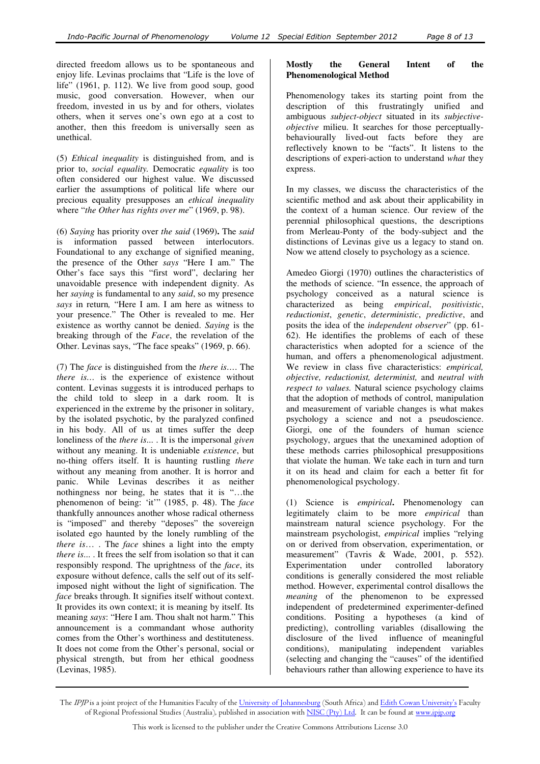directed freedom allows us to be spontaneous and enjoy life. Levinas proclaims that "Life is the love of life" (1961, p. 112). We live from good soup, good music, good conversation. However, when our freedom, invested in us by and for others, violates others, when it serves one's own ego at a cost to another, then this freedom is universally seen as unethical.

(5) *Ethical inequality* is distinguished from, and is prior to, *social equality.* Democratic *equality* is too often considered our highest value. We discussed earlier the assumptions of political life where our precious equality presupposes an *ethical inequality* where "*the Other has rights over me*" (1969, p. 98).

(6) *Saying* has priority over *the said* (1969)**.** The *said* is information passed between interlocutors. Foundational to any exchange of signified meaning, the presence of the Other *says* "Here I am." The Other's face says this "first word", declaring her unavoidable presence with independent dignity. As her *saying* is fundamental to any *said*, so my presence *says* in return*,* "Here I am. I am here as witness to your presence." The Other is revealed to me. Her existence as worthy cannot be denied. *Saying* is the breaking through of the *Face*, the revelation of the Other. Levinas says, "The face speaks" (1969, p. 66).

(7) The *face* is distinguished from the *there is….* The *there is…* is the experience of existence without content. Levinas suggests it is introduced perhaps to the child told to sleep in a dark room. It is experienced in the extreme by the prisoner in solitary, by the isolated psychotic, by the paralyzed confined in his body. All of us at times suffer the deep loneliness of the *there is*... . It is the impersonal *given* without any meaning. It is undeniable *existence*, but no-thing offers itself. It is haunting rustling *there* without any meaning from another. It is horror and panic. While Levinas describes it as neither nothingness nor being, he states that it is "…the phenomenon of being: 'it'" (1985, p. 48). The *face* thankfully announces another whose radical otherness is "imposed" and thereby "deposes" the sovereign isolated ego haunted by the lonely rumbling of the *there is*… . The *face* shines a light into the empty *there is*... . It frees the self from isolation so that it can responsibly respond. The uprightness of the *face*, its exposure without defence, calls the self out of its self-imposed night without the light of signification. The *face* breaks through. It signifies itself without context. It provides its own context; it is meaning by itself. Its meaning *says*: "Here I am. Thou shalt not harm." This announcement is a commandant whose authority comes from the Other's worthiness and destituteness. It does not come from the Other's personal, social or physical strength, but from her ethical goodness (Levinas, 1985).

**Mostly the General Intent of the Phenomenological Method**

Phenomenology takes its starting point from the description of this frustratingly unified and ambiguous *subject-object* situated in its *subjective-objective* milieu. It searches for those perceptually-behaviourally lived-out facts before they are reflectively known to be "facts". It listens to the descriptions of experi-action to understand *what* they express.

In my classes, we discuss the characteristics of the scientific method and ask about their applicability in the context of a human science. Our review of the perennial philosophical questions, the descriptions from Merleau-Ponty of the body-subject and the distinctions of Levinas give us a legacy to stand on. Now we attend closely to psychology as a science.

Amedeo Giorgi (1970) outlines the characteristics of the methods of science. "In essence, the approach of psychology conceived as a natural science is characterized as being *empirical*, *positivistic*, *reductionist*, *genetic*, *deterministic*, *predictive*, and posits the idea of the *independent observer*" (pp. 61-62). He identifies the problems of each of these characteristics when adopted for a science of the human, and offers a phenomenological adjustment. We review in class five characteristics: *empirical, objective, reductionist, determinist,* and *neutral with respect to values.* Natural science psychology claims that the adoption of methods of control, manipulation and measurement of variable changes is what makes psychology a science and not a pseudoscience. Giorgi, one of the founders of human science psychology, argues that the unexamined adoption of these methods carries philosophical presuppositions that violate the human. We take each in turn and turn it on its head and claim for each a better fit for phenomenological psychology.

(1) Science is *empirical***.** Phenomenology can legitimately claim to be more *empirical* than mainstream natural science psychology. For the mainstream psychologist, *empirical* implies "relying on or derived from observation, experimentation, or measurement" (Tavris & Wade, 2001, p. 552). Experimentation under controlled laboratory conditions is generally considered the most reliable method. However, experimental control disallows the *meaning* of the phenomenon to be expressed independent of predetermined experimenter-defined conditions. Positing a hypotheses (a kind of predicting), controlling variables (disallowing the disclosure of the lived influence of meaningful conditions), manipulating independent variables (selecting and changing the "causes" of the identified behaviours rather than allowing experience to have its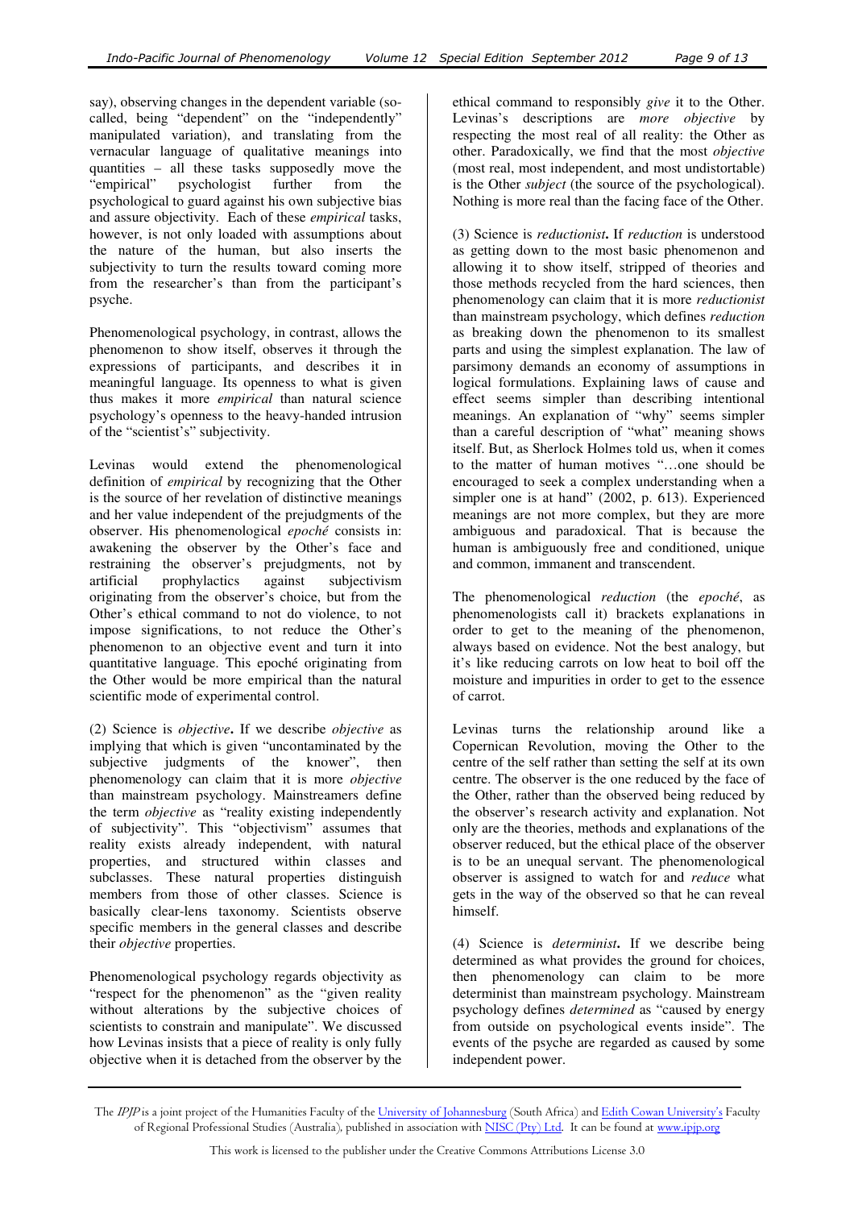say), observing changes in the dependent variable (so-called, being "dependent" on the "independently" manipulated variation), and translating from the vernacular language of qualitative meanings into quantities – all these tasks supposedly move the "empirical" psychologist further from the psychological to guard against his own subjective bias and assure objectivity. Each of these *empirical* tasks, however, is not only loaded with assumptions about the nature of the human, but also inserts the subjectivity to turn the results toward coming more from the researcher's than from the participant's psyche.

Phenomenological psychology, in contrast, allows the phenomenon to show itself, observes it through the expressions of participants, and describes it in meaningful language. Its openness to what is given thus makes it more *empirical* than natural science psychology's openness to the heavy-handed intrusion of the "scientist's" subjectivity.

Levinas would extend the phenomenological definition of *empirical* by recognizing that the Other is the source of her revelation of distinctive meanings and her value independent of the prejudgments of the observer. His phenomenological *epoché* consists in: awakening the observer by the Other's face and restraining the observer's prejudgments, not by artificial prophylactics against subjectivism originating from the observer's choice, but from the Other's ethical command to not do violence, to not impose significations, to not reduce the Other's phenomenon to an objective event and turn it into quantitative language. This epoché originating from the Other would be more empirical than the natural scientific mode of experimental control.

(2) Science is *objective***.** If we describe *objective* as implying that which is given "uncontaminated by the subjective judgments of the knower", then phenomenology can claim that it is more *objective* than mainstream psychology. Mainstreamers define the term *objective* as "reality existing independently of subjectivity". This "objectivism" assumes that reality exists already independent, with natural properties, and structured within classes and subclasses. These natural properties distinguish members from those of other classes. Science is basically clear-lens taxonomy. Scientists observe specific members in the general classes and describe their *objective* properties.

Phenomenological psychology regards objectivity as "respect for the phenomenon" as the "given reality without alterations by the subjective choices of scientists to constrain and manipulate". We discussed how Levinas insists that a piece of reality is only fully objective when it is detached from the observer by the ethical command to responsibly *give* it to the Other. Levinas's descriptions are *more objective* by respecting the most real of all reality: the Other as other. Paradoxically, we find that the most *objective* (most real, most independent, and most undistortable) is the Other *subject* (the source of the psychological). Nothing is more real than the facing face of the Other.

(3) Science is *reductionist***.** If *reduction* is understood as getting down to the most basic phenomenon and allowing it to show itself, stripped of theories and those methods recycled from the hard sciences, then phenomenology can claim that it is more *reductionist* than mainstream psychology, which defines *reduction* as breaking down the phenomenon to its smallest parts and using the simplest explanation. The law of parsimony demands an economy of assumptions in logical formulations. Explaining laws of cause and effect seems simpler than describing intentional meanings. An explanation of "why" seems simpler than a careful description of "what" meaning shows itself. But, as Sherlock Holmes told us, when it comes to the matter of human motives "…one should be encouraged to seek a complex understanding when a simpler one is at hand" (2002, p. 613). Experienced meanings are not more complex, but they are more ambiguous and paradoxical. That is because the human is ambiguously free and conditioned, unique and common, immanent and transcendent.

The phenomenological *reduction* (the *epoché*, as phenomenologists call it) brackets explanations in order to get to the meaning of the phenomenon, always based on evidence. Not the best analogy, but it's like reducing carrots on low heat to boil off the moisture and impurities in order to get to the essence of carrot.

Levinas turns the relationship around like a Copernican Revolution, moving the Other to the centre of the self rather than setting the self at its own centre. The observer is the one reduced by the face of the Other, rather than the observed being reduced by the observer's research activity and explanation. Not only are the theories, methods and explanations of the observer reduced, but the ethical place of the observer is to be an unequal servant. The phenomenological observer is assigned to watch for and *reduce* what gets in the way of the observed so that he can reveal himself.

(4) Science is *determinist***.** If we describe being determined as what provides the ground for choices, then phenomenology can claim to be more determinist than mainstream psychology. Mainstream psychology defines *determined* as "caused by energy from outside on psychological events inside". The events of the psyche are regarded as caused by some independent power.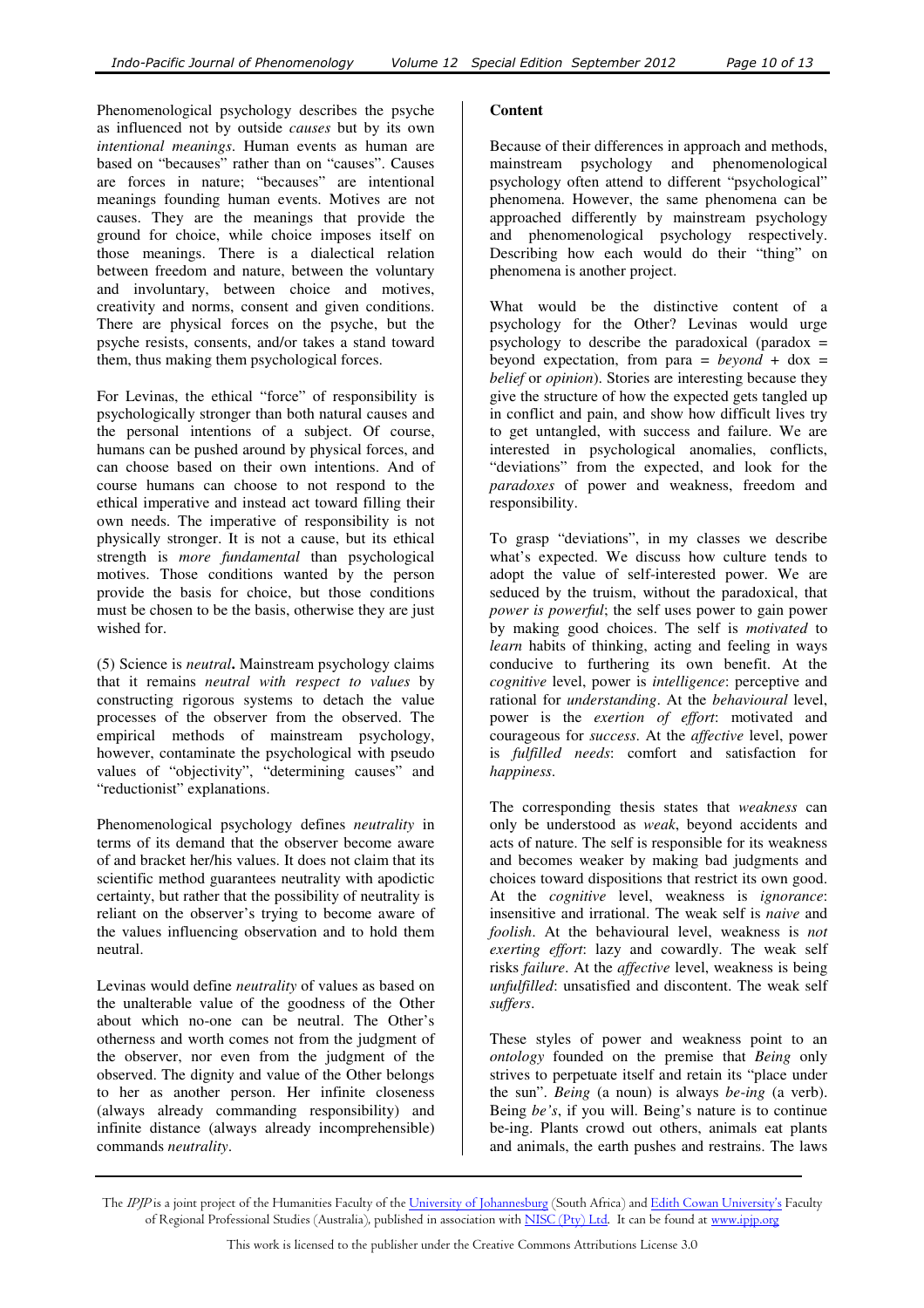Phenomenological psychology describes the psyche as influenced not by outside *causes* but by its own *intentional meanings*. Human events as human are based on "becauses" rather than on "causes". Causes are forces in nature; "becauses" are intentional meanings founding human events. Motives are not causes. They are the meanings that provide the ground for choice, while choice imposes itself on those meanings. There is a dialectical relation between freedom and nature, between the voluntary and involuntary, between choice and motives, creativity and norms, consent and given conditions. There are physical forces on the psyche, but the psyche resists, consents, and/or takes a stand toward them, thus making them psychological forces.

For Levinas, the ethical "force" of responsibility is psychologically stronger than both natural causes and the personal intentions of a subject. Of course, humans can be pushed around by physical forces, and can choose based on their own intentions. And of course humans can choose to not respond to the ethical imperative and instead act toward filling their own needs. The imperative of responsibility is not physically stronger. It is not a cause, but its ethical strength is *more fundamental* than psychological motives. Those conditions wanted by the person provide the basis for choice, but those conditions must be chosen to be the basis, otherwise they are just wished for.

(5) Science is *neutral***.** Mainstream psychology claims that it remains *neutral with respect to values* by constructing rigorous systems to detach the value processes of the observer from the observed. The empirical methods of mainstream psychology, however, contaminate the psychological with pseudo values of "objectivity", "determining causes" and "reductionist" explanations.

Phenomenological psychology defines *neutrality* in terms of its demand that the observer become aware of and bracket her/his values. It does not claim that its scientific method guarantees neutrality with apodictic certainty, but rather that the possibility of neutrality is reliant on the observer's trying to become aware of the values influencing observation and to hold them neutral.

Levinas would define *neutrality* of values as based on the unalterable value of the goodness of the Other about which no-one can be neutral. The Other's otherness and worth comes not from the judgment of the observer, nor even from the judgment of the observed. The dignity and value of the Other belongs to her as another person. Her infinite closeness (always already commanding responsibility) and infinite distance (always already incomprehensible) commands *neutrality*.

**Content**

Because of their differences in approach and methods, mainstream psychology and phenomenological psychology often attend to different "psychological" phenomena. However, the same phenomena can be approached differently by mainstream psychology and phenomenological psychology respectively. Describing how each would do their "thing" on phenomena is another project.

What would be the distinctive content of a psychology for the Other? Levinas would urge psychology to describe the paradoxical (paradox = beyond expectation, from para = *beyond* + dox = *belief* or *opinion*). Stories are interesting because they give the structure of how the expected gets tangled up in conflict and pain, and show how difficult lives try to get untangled, with success and failure. We are interested in psychological anomalies, conflicts, "deviations" from the expected, and look for the *paradoxes* of power and weakness, freedom and responsibility.

To grasp "deviations", in my classes we describe what's expected. We discuss how culture tends to adopt the value of self-interested power. We are seduced by the truism, without the paradoxical, that *power is powerful*; the self uses power to gain power by making good choices. The self is *motivated* to *learn* habits of thinking, acting and feeling in ways conducive to furthering its own benefit. At the *cognitive* level, power is *intelligence*: perceptive and rational for *understanding*. At the *behavioural* level, power is the *exertion of effort*: motivated and courageous for *success*. At the *affective* level, power is *fulfilled needs*: comfort and satisfaction for *happiness*.

The corresponding thesis states that *weakness* can only be understood as *weak*, beyond accidents and acts of nature. The self is responsible for its weakness and becomes weaker by making bad judgments and choices toward dispositions that restrict its own good. At the *cognitive* level, weakness is *ignorance*: insensitive and irrational. The weak self is *naive* and *foolish*. At the behavioural level, weakness is *not exerting effort*: lazy and cowardly. The weak self risks *failure*. At the *affective* level, weakness is being *unfulfilled*: unsatisfied and discontent. The weak self *suffers*.

These styles of power and weakness point to an *ontology* founded on the premise that *Being* only strives to perpetuate itself and retain its "place under the sun". *Being* (a noun) is always *be-ing* (a verb). Being *be's*, if you will. Being's nature is to continue be-ing. Plants crowd out others, animals eat plants and animals, the earth pushes and restrains. The laws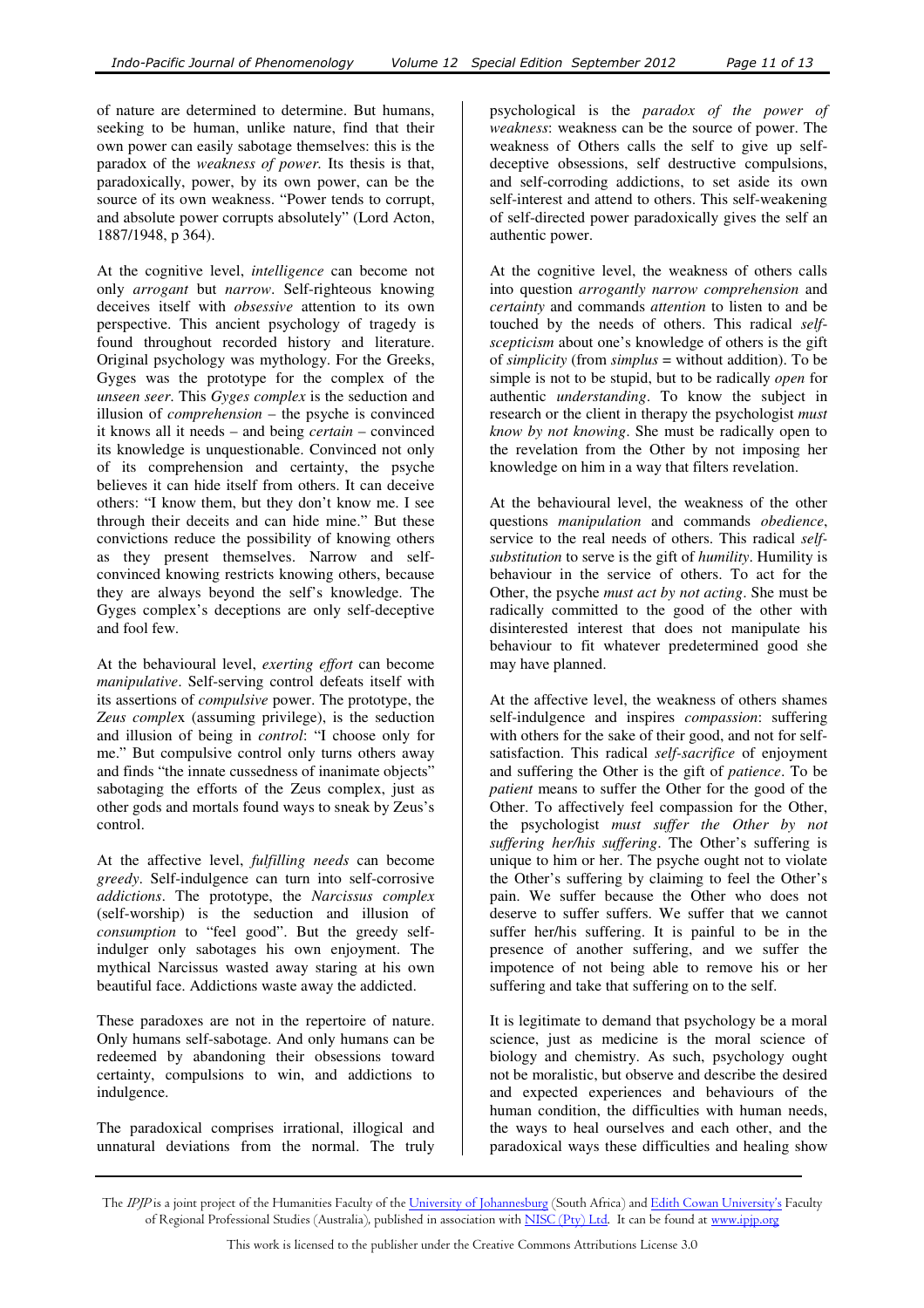of nature are determined to determine. But humans, seeking to be human, unlike nature, find that their own power can easily sabotage themselves: this is the paradox of the *weakness of power*. Its thesis is that, paradoxically, power, by its own power, can be the source of its own weakness. "Power tends to corrupt, and absolute power corrupts absolutely" (Lord Acton, 1887/1948, p 364).

At the cognitive level, *intelligence* can become not only *arrogant* but *narrow*. Self-righteous knowing deceives itself with *obsessive* attention to its own perspective. This ancient psychology of tragedy is found throughout recorded history and literature. Original psychology was mythology. For the Greeks, Gyges was the prototype for the complex of the *unseen seer*. This *Gyges complex* is the seduction and illusion of *comprehension* – the psyche is convinced it knows all it needs – and being *certain* – convinced its knowledge is unquestionable. Convinced not only of its comprehension and certainty, the psyche believes it can hide itself from others. It can deceive others: "I know them, but they don't know me. I see through their deceits and can hide mine." But these convictions reduce the possibility of knowing others as they present themselves. Narrow and self-convinced knowing restricts knowing others, because they are always beyond the self's knowledge. The Gyges complex's deceptions are only self-deceptive and fool few.

At the behavioural level, *exerting effort* can become *manipulative*. Self-serving control defeats itself with its assertions of *compulsive* power. The prototype, the *Zeus complex* (assuming privilege), is the seduction and illusion of being in *control*: "I choose only for me." But compulsive control only turns others away and finds "the innate cussedness of inanimate objects" sabotaging the efforts of the Zeus complex, just as other gods and mortals found ways to sneak by Zeus's control.

At the affective level, *fulfilling needs* can become *greedy*. Self-indulgence can turn into self-corrosive *addictions*. The prototype, the *Narcissus complex* (self-worship) is the seduction and illusion of *consumption* to "feel good". But the greedy self-indulger only sabotages his own enjoyment. The mythical Narcissus wasted away staring at his own beautiful face. Addictions waste away the addicted.

These paradoxes are not in the repertoire of nature. Only humans self-sabotage. And only humans can be redeemed by abandoning their obsessions toward certainty, compulsions to win, and addictions to indulgence.

The paradoxical comprises irrational, illogical and unnatural deviations from the normal. The truly psychological is the *paradox of the power of weakness*: weakness can be the source of power. The weakness of Others calls the self to give up self-deceptive obsessions, self destructive compulsions, and self-corroding addictions, to set aside its own self-interest and attend to others. This self-weakening of self-directed power paradoxically gives the self an authentic power.

At the cognitive level, the weakness of others calls into question *arrogantly narrow comprehension* and *certainty* and commands *attention* to listen to and be touched by the needs of others. This radical *self-scepticism* about one's knowledge of others is the gift of *simplicity* (from *simplus* = without addition). To be simple is not to be stupid, but to be radically *open* for authentic *understanding*. To know the subject in research or the client in therapy the psychologist *must know by not knowing*. She must be radically open to the revelation from the Other by not imposing her knowledge on him in a way that filters revelation.

At the behavioural level, the weakness of the other questions *manipulation* and commands *obedience*, service to the real needs of others. This radical *self-substitution* to serve is the gift of *humility*. Humility is behaviour in the service of others. To act for the Other, the psyche *must act by not acting*. She must be radically committed to the good of the other with disinterested interest that does not manipulate his behaviour to fit whatever predetermined good she may have planned.

At the affective level, the weakness of others shames self-indulgence and inspires *compassion*: suffering with others for the sake of their good, and not for self-satisfaction. This radical *self-sacrifice* of enjoyment and suffering the Other is the gift of *patience*. To be *patient* means to suffer the Other for the good of the Other. To affectively feel compassion for the Other, the psychologist *must suffer the Other by not suffering her/his suffering*. The Other's suffering is unique to him or her. The psyche ought not to violate the Other's suffering by claiming to feel the Other's pain. We suffer because the Other who does not deserve to suffer suffers. We suffer that we cannot suffer her/his suffering. It is painful to be in the presence of another suffering, and we suffer the impotence of not being able to remove his or her suffering and take that suffering on to the self.

It is legitimate to demand that psychology be a moral science, just as medicine is the moral science of biology and chemistry. As such, psychology ought not be moralistic, but observe and describe the desired and expected experiences and behaviours of the human condition, the difficulties with human needs, the ways to heal ourselves and each other, and the paradoxical ways these difficulties and healing show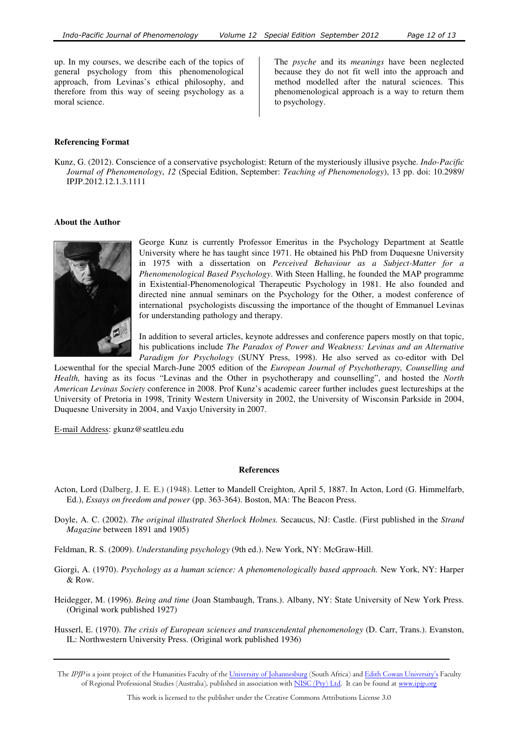up. In my courses, we describe each of the topics of general psychology from this phenomenological approach, from Levinas's ethical philosophy, and therefore from this way of seeing psychology as a moral science.

The *psyche* and its *meanings* have been neglected because they do not fit well into the approach and method modelled after the natural sciences. This phenomenological approach is a way to return them to psychology.

**Referencing Format**

Kunz, G. (2012). Conscience of a conservative psychologist: Return of the mysteriously illusive psyche. *Indo-Pacific Journal of Phenomenology*, *12* (Special Edition, September: *Teaching of Phenomenology*), 13 pp. doi: 10.2989/IPJP.2012.12.1.3.1111

**About the Author**

George Kunz is currently Professor Emeritus in the Psychology Department at Seattle University where he has taught since 1971. He obtained his PhD from Duquesne University in 1975 with a dissertation on *Perceived Behaviour as a Subject-Matter for a Phenomenological Based Psychology*. With Steen Halling, he founded the MAP programme in Existential-Phenomenological Therapeutic Psychology in 1981. He also founded and directed nine annual seminars on the Psychology for the Other, a modest conference of international psychologists discussing the importance of the thought of Emmanuel Levinas for understanding pathology and therapy.

In addition to several articles, keynote addresses and conference papers mostly on that topic, his publications include *The Paradox of Power and Weakness: Levinas and an Alternative Paradigm for Psychology* (SUNY Press, 1998). He also served as co-editor with Del Loewenthal for the special March-June 2005 edition of the *European Journal of Psychotherapy, Counselling and Health,* having as its focus "Levinas and the Other in psychotherapy and counselling", and hosted the *North American Levinas Society* conference in 2008. Prof Kunz's academic career further includes guest lectureships at the University of Pretoria in 1998, Trinity Western University in 2002, the University of Wisconsin Parkside in 2004, Duquesne University in 2004, and Vaxjo University in 2007.

E-mail Address: gkunz@seattleu.edu

## References

Acton, Lord (Dalberg, J. E. E.) (1948). Letter to Mandell Creighton, April 5, 1887. In Acton, Lord (G. Himmelfarb, Ed.), *Essays on freedom and power* (pp. 363-364). Boston, MA: The Beacon Press.

Doyle, A. C. (2002). *The original illustrated Sherlock Holmes.* Secaucus, NJ: Castle. (First published in the *Strand Magazine* between 1891 and 1905)

Feldman, R. S. (2009). *Understanding psychology* (9th ed.). New York, NY: McGraw-Hill.

Giorgi, A. (1970). *Psychology as a human science: A phenomenologically based approach.* New York, NY: Harper & Row.

Heidegger, M. (1996). *Being and time* (Joan Stambaugh, Trans.). Albany, NY: State University of New York Press. (Original work published 1927)

Husserl, E. (1970). *The crisis of European sciences and transcendental phenomenology* (D. Carr, Trans.). Evanston, IL: Northwestern University Press. (Original work published 1936)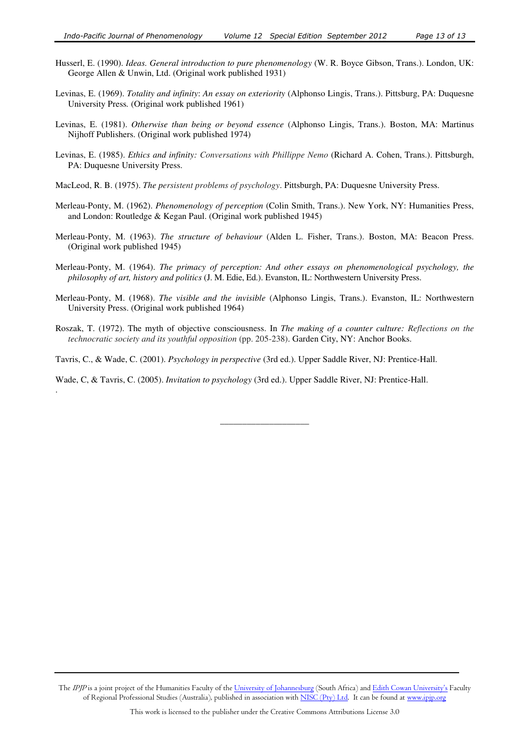Husserl, E. (1990). *Ideas. General introduction to pure phenomenology* (W. R. Boyce Gibson, Trans.). London, UK: George Allen & Unwin, Ltd. (Original work published 1931)

Levinas, E. (1969). *Totality and infinity*: *An essay on exteriority* (Alphonso Lingis, Trans.). Pittsburg, PA: Duquesne University Press*.* (Original work published 1961)

Levinas, E. (1981). *Otherwise than being or beyond essence* (Alphonso Lingis, Trans.). Boston, MA: Martinus Nijhoff Publishers. (Original work published 1974)

Levinas, E. (1985). *Ethics and infinity: Conversations with Phillippe Nemo* (Richard A. Cohen, Trans.). Pittsburgh, PA: Duquesne University Press.

MacLeod, R. B. (1975). *The persistent problems of psychology*. Pittsburgh, PA: Duquesne University Press.

Merleau-Ponty, M. (1962). *Phenomenology of perception* (Colin Smith, Trans.). New York, NY: Humanities Press, and London: Routledge & Kegan Paul. (Original work published 1945)

Merleau-Ponty, M. (1963). *The structure of behaviour* (Alden L. Fisher, Trans.). Boston, MA: Beacon Press. (Original work published 1945)

Merleau-Ponty, M. (1964). *The primacy of perception: And other essays on phenomenological psychology, the philosophy of art, history and politics* (J. M. Edie, Ed.). Evanston, IL: Northwestern University Press.

Merleau-Ponty, M. (1968). *The visible and the invisible* (Alphonso Lingis, Trans.). Evanston, IL: Northwestern University Press. (Original work published 1964)

Roszak, T. (1972). The myth of objective consciousness. In *The making of a counter culture: Reflections on the technocratic society and its youthful opposition* (pp. 205-238). Garden City, NY: Anchor Books.

Tavris, C., & Wade, C. (2001). *Psychology in perspective* (3rd ed.). Upper Saddle River, NJ: Prentice-Hall.

Wade, C, & Tavris, C. (2005). *Invitation to psychology* (3rd ed.). Upper Saddle River, NJ: Prentice-Hall.

---

The *IPJP* is a joint project of the Humanities Faculty of the University of Johannesburg (South Africa) and Edith Cowan University's Faculty of Regional Professional Studies (Australia), published in association with NISC (Pty) Ltd. It can be found at www.ipjp.org

This work is licensed to the publisher under the Creative Commons Attributions License 3.0